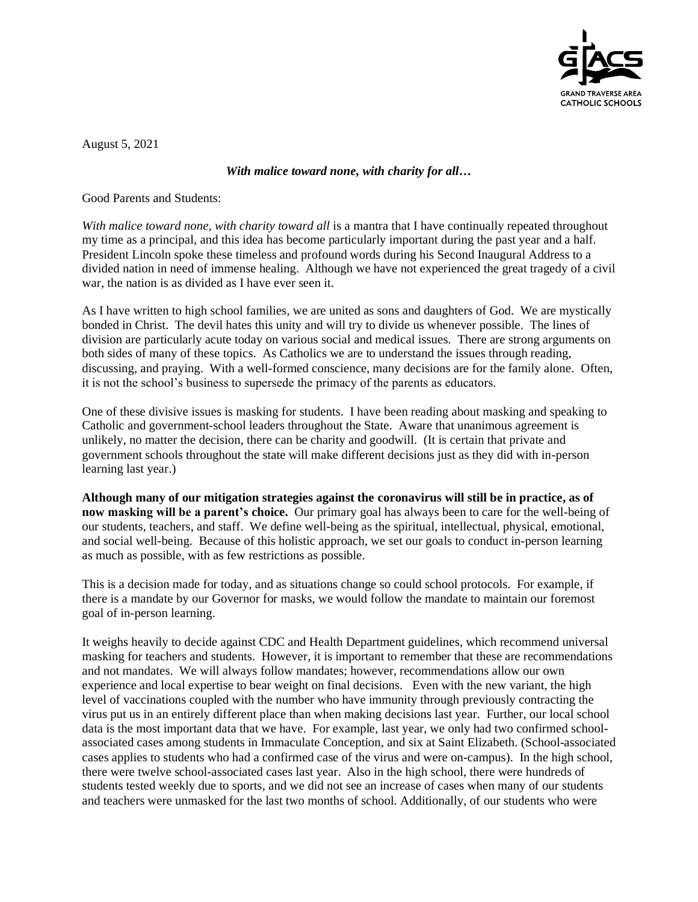August 5, 2021

***With malice toward none, with charity for all…***

Good Parents and Students:

*With malice toward none, with charity toward all* is a mantra that I have continually repeated throughout my time as a principal, and this idea has become particularly important during the past year and a half. President Lincoln spoke these timeless and profound words during his Second Inaugural Address to a divided nation in need of immense healing. Although we have not experienced the great tragedy of a civil war, the nation is as divided as I have ever seen it.

As I have written to high school families, we are united as sons and daughters of God. We are mystically bonded in Christ. The devil hates this unity and will try to divide us whenever possible. The lines of division are particularly acute today on various social and medical issues. There are strong arguments on both sides of many of these topics. As Catholics we are to understand the issues through reading, discussing, and praying. With a well-formed conscience, many decisions are for the family alone. Often, it is not the school's business to supersede the primacy of the parents as educators.

One of these divisive issues is masking for students. I have been reading about masking and speaking to Catholic and government-school leaders throughout the State. Aware that unanimous agreement is unlikely, no matter the decision, there can be charity and goodwill. (It is certain that private and government schools throughout the state will make different decisions just as they did with in-person learning last year.)

**Although many of our mitigation strategies against the coronavirus will still be in practice, as of now masking will be a parent's choice.** Our primary goal has always been to care for the well-being of our students, teachers, and staff. We define well-being as the spiritual, intellectual, physical, emotional, and social well-being. Because of this holistic approach, we set our goals to conduct in-person learning as much as possible, with as few restrictions as possible.

This is a decision made for today, and as situations change so could school protocols. For example, if there is a mandate by our Governor for masks, we would follow the mandate to maintain our foremost goal of in-person learning.

It weighs heavily to decide against CDC and Health Department guidelines, which recommend universal masking for teachers and students. However, it is important to remember that these are recommendations and not mandates. We will always follow mandates; however, recommendations allow our own experience and local expertise to bear weight on final decisions. Even with the new variant, the high level of vaccinations coupled with the number who have immunity through previously contracting the virus put us in an entirely different place than when making decisions last year. Further, our local school data is the most important data that we have. For example, last year, we only had two confirmed school-associated cases among students in Immaculate Conception, and six at Saint Elizabeth. (School-associated cases applies to students who had a confirmed case of the virus and were on-campus). In the high school, there were twelve school-associated cases last year. Also in the high school, there were hundreds of students tested weekly due to sports, and we did not see an increase of cases when many of our students and teachers were unmasked for the last two months of school. Additionally, of our students who were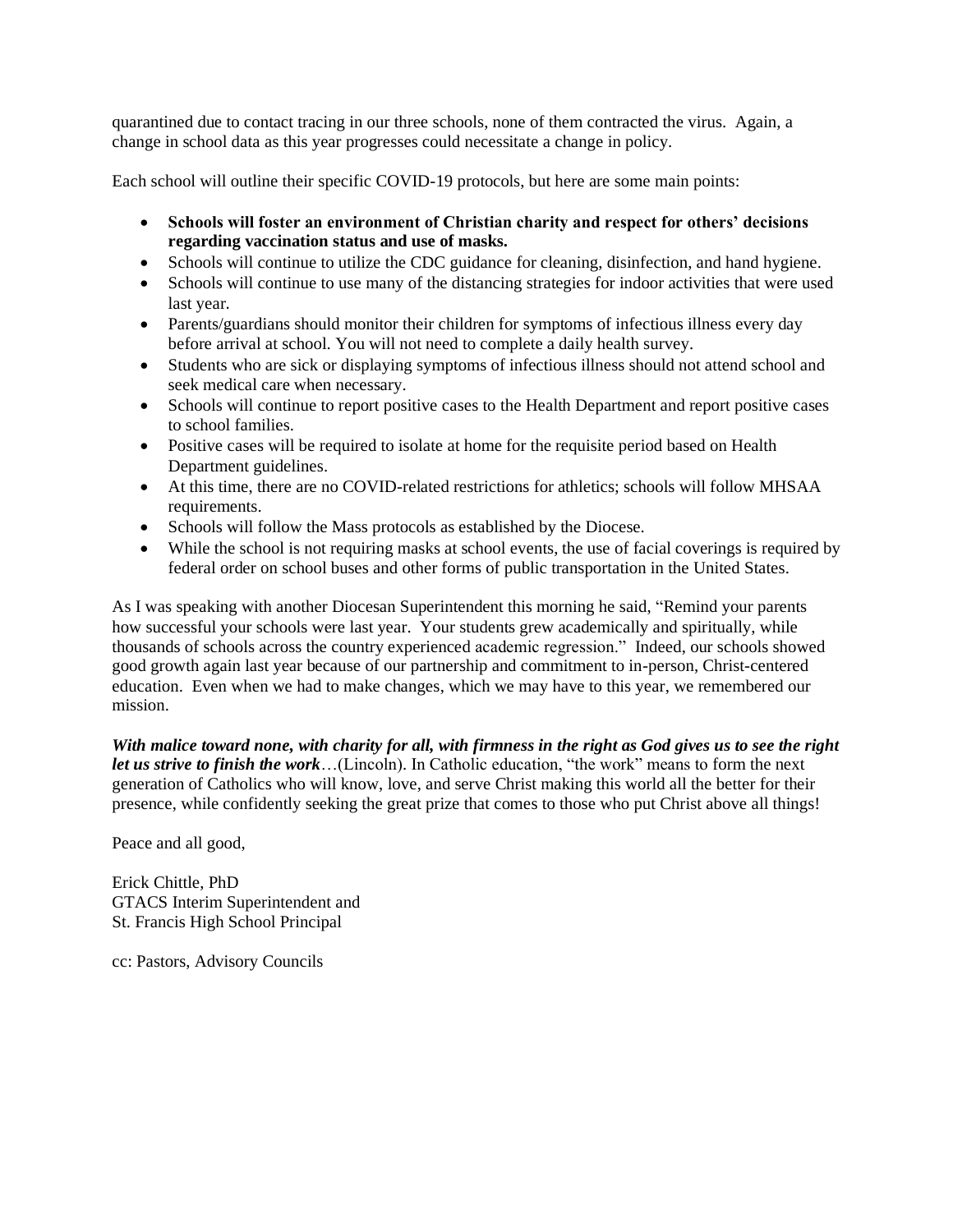quarantined due to contact tracing in our three schools, none of them contracted the virus. Again, a change in school data as this year progresses could necessitate a change in policy.

Each school will outline their specific COVID-19 protocols, but here are some main points:

- **Schools will foster an environment of Christian charity and respect for others' decisions regarding vaccination status and use of masks.**
- Schools will continue to utilize the CDC guidance for cleaning, disinfection, and hand hygiene.
- Schools will continue to use many of the distancing strategies for indoor activities that were used last year.
- Parents/guardians should monitor their children for symptoms of infectious illness every day before arrival at school. You will not need to complete a daily health survey.
- Students who are sick or displaying symptoms of infectious illness should not attend school and seek medical care when necessary.
- Schools will continue to report positive cases to the Health Department and report positive cases to school families.
- Positive cases will be required to isolate at home for the requisite period based on Health Department guidelines.
- At this time, there are no COVID-related restrictions for athletics; schools will follow MHSAA requirements.
- Schools will follow the Mass protocols as established by the Diocese.
- While the school is not requiring masks at school events, the use of facial coverings is required by federal order on school buses and other forms of public transportation in the United States.

As I was speaking with another Diocesan Superintendent this morning he said, "Remind your parents how successful your schools were last year. Your students grew academically and spiritually, while thousands of schools across the country experienced academic regression." Indeed, our schools showed good growth again last year because of our partnership and commitment to in-person, Christ-centered education. Even when we had to make changes, which we may have to this year, we remembered our mission.

***With malice toward none, with charity for all, with firmness in the right as God gives us to see the right let us strive to finish the work***…(Lincoln). In Catholic education, "the work" means to form the next generation of Catholics who will know, love, and serve Christ making this world all the better for their presence, while confidently seeking the great prize that comes to those who put Christ above all things!

Peace and all good,

Erick Chittle, PhD
GTACS Interim Superintendent and
St. Francis High School Principal

cc: Pastors, Advisory Councils